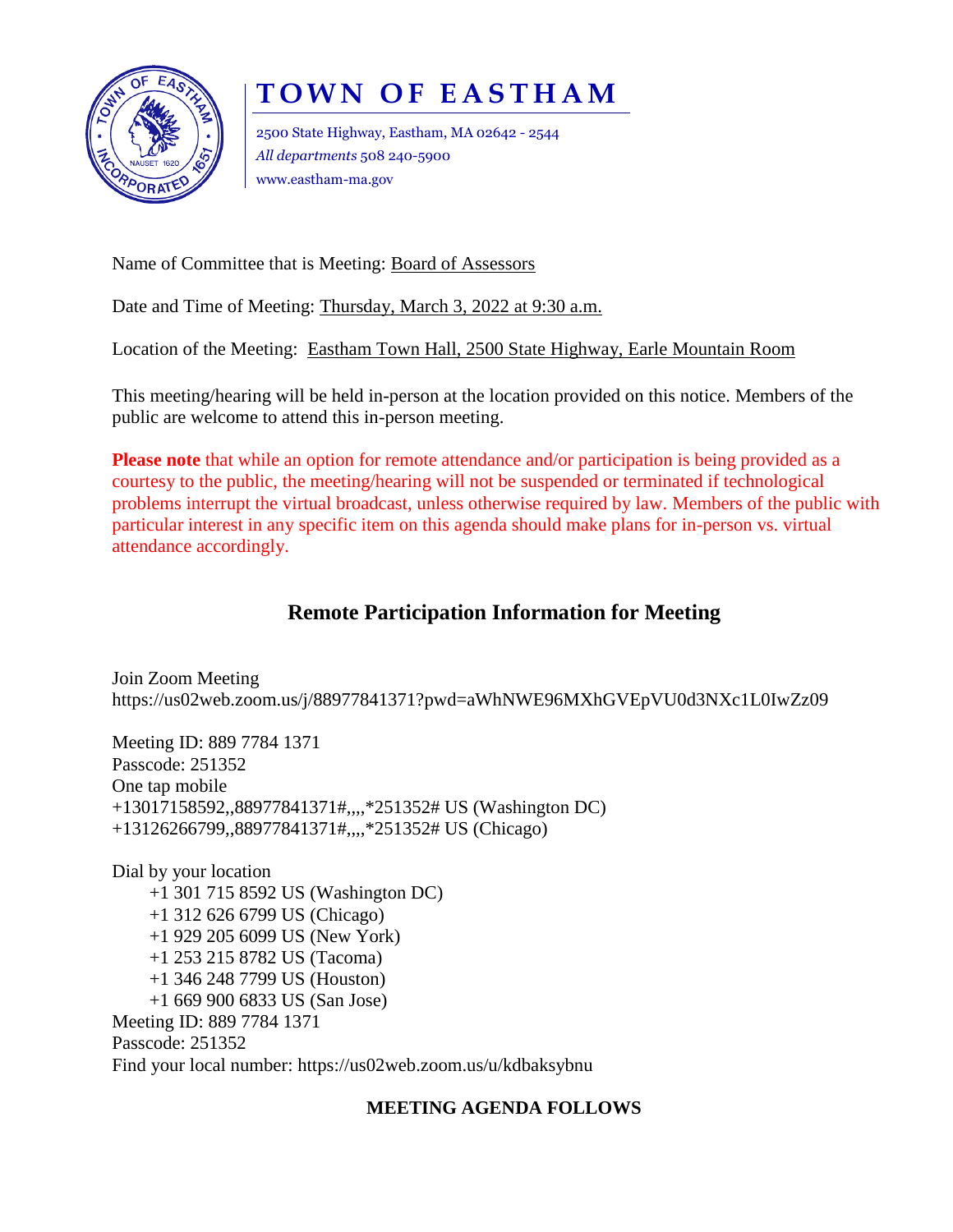# TOWN OF EASTHAM

2500 State Highway, Eastham, MA 02642 - 2544
*All departments* 508 240-5900
www.eastham-ma.gov

Name of Committee that is Meeting: Board of Assessors

Date and Time of Meeting: Thursday, March 3, 2022 at 9:30 a.m.

Location of the Meeting: Eastham Town Hall, 2500 State Highway, Earle Mountain Room

This meeting/hearing will be held in-person at the location provided on this notice. Members of the public are welcome to attend this in-person meeting.

**Please note** that while an option for remote attendance and/or participation is being provided as a courtesy to the public, the meeting/hearing will not be suspended or terminated if technological problems interrupt the virtual broadcast, unless otherwise required by law. Members of the public with particular interest in any specific item on this agenda should make plans for in-person vs. virtual attendance accordingly.

## Remote Participation Information for Meeting

Join Zoom Meeting
https://us02web.zoom.us/j/88977841371?pwd=aWhNWE96MXhGVEpVU0d3NXc1L0IwZz09

Meeting ID: 889 7784 1371
Passcode: 251352
One tap mobile
+13017158592,,88977841371#,,,,*251352# US (Washington DC)
+13126266799,,88977841371#,,,,*251352# US (Chicago)

Dial by your location
- +1 301 715 8592 US (Washington DC)
- +1 312 626 6799 US (Chicago)
- +1 929 205 6099 US (New York)
- +1 253 215 8782 US (Tacoma)
- +1 346 248 7799 US (Houston)
- +1 669 900 6833 US (San Jose)

Meeting ID: 889 7784 1371
Passcode: 251352
Find your local number: https://us02web.zoom.us/u/kdbaksybnu

**MEETING AGENDA FOLLOWS**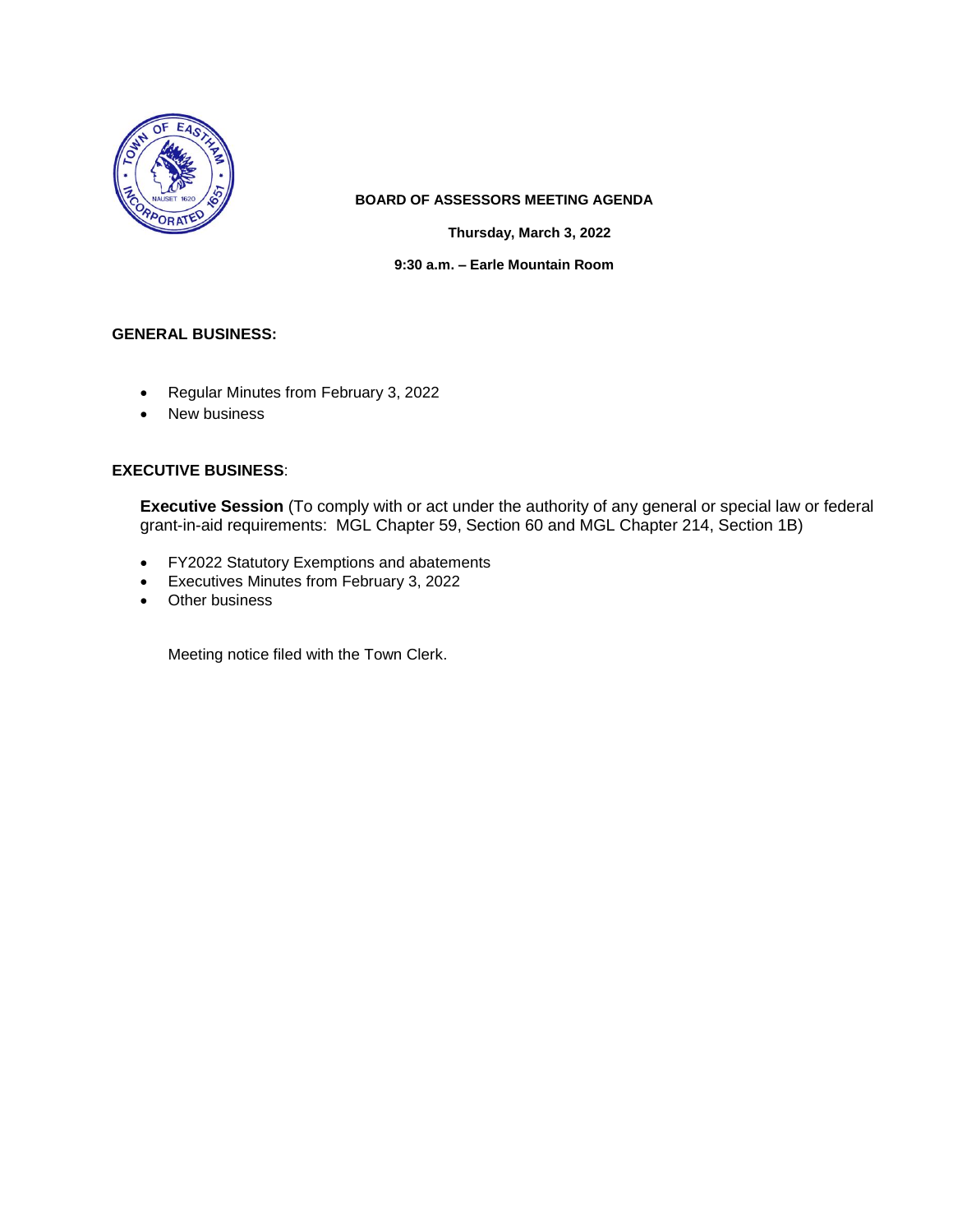**BOARD OF ASSESSORS MEETING AGENDA**

**Thursday, March 3, 2022**

**9:30 a.m. – Earle Mountain Room**

**GENERAL BUSINESS:**

- Regular Minutes from February 3, 2022
- New business

**EXECUTIVE BUSINESS**:

**Executive Session** (To comply with or act under the authority of any general or special law or federal grant-in-aid requirements: MGL Chapter 59, Section 60 and MGL Chapter 214, Section 1B)

- FY2022 Statutory Exemptions and abatements
- Executives Minutes from February 3, 2022
- Other business

Meeting notice filed with the Town Clerk.